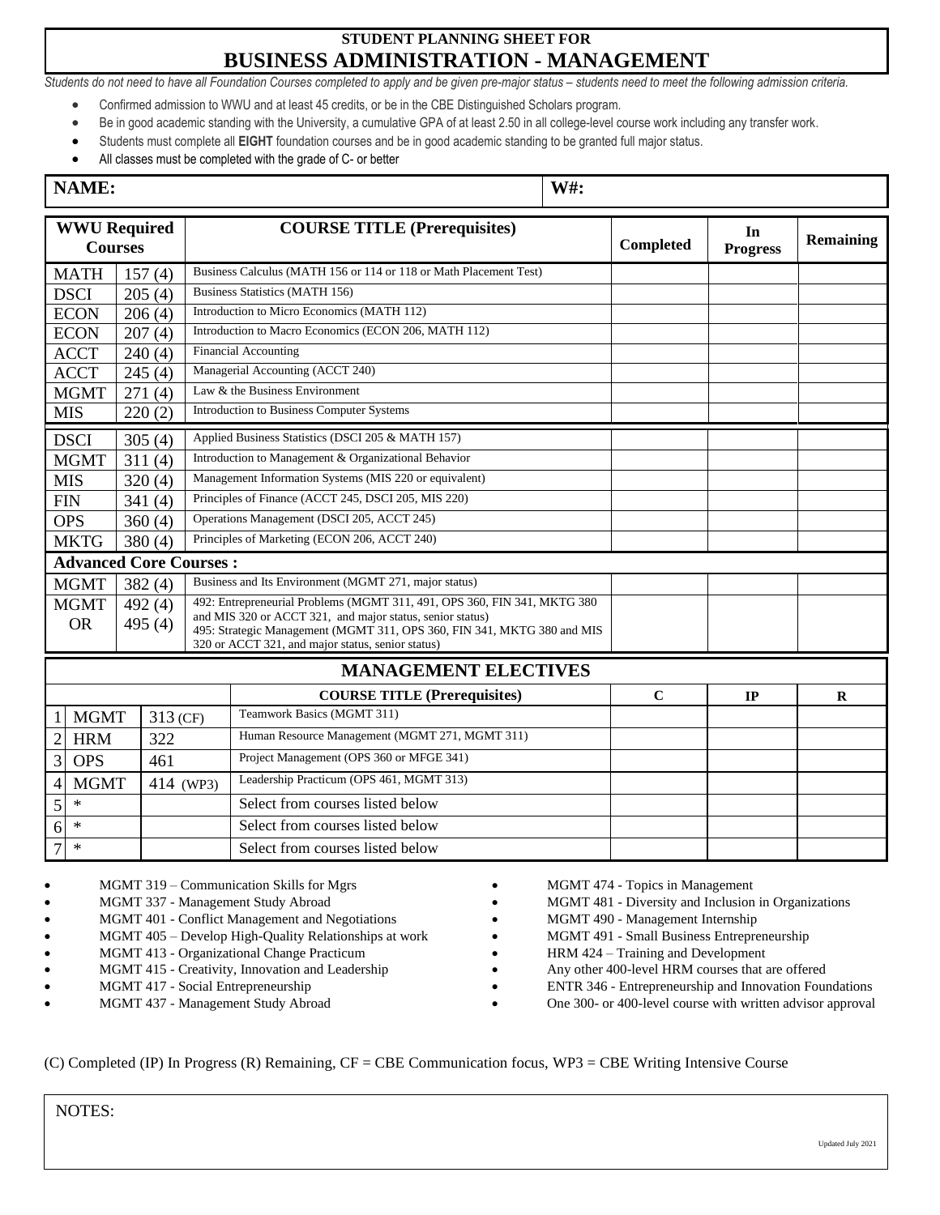# STUDENT PLANNING SHEET FOR
# BUSINESS ADMINISTRATION - MANAGEMENT

*Students do not need to have all Foundation Courses completed to apply and be given pre-major status – students need to meet the following admission criteria.*

- Confirmed admission to WWU and at least 45 credits, or be in the CBE Distinguished Scholars program.
- Be in good academic standing with the University, a cumulative GPA of at least 2.50 in all college-level course work including any transfer work.
- Students must complete all **EIGHT** foundation courses and be in good academic standing to be granted full major status.
- All classes must be completed with the grade of C- or better

| NAME: | W#: |
|---|---|

| WWU Required Courses | | COURSE TITLE (Prerequisites) | Completed | In Progress | Remaining |
|---|---|---|---|---|---|
| MATH | 157 (4) | Business Calculus (MATH 156 or 114 or 118 or Math Placement Test) | | | |
| DSCI | 205 (4) | Business Statistics (MATH 156) | | | |
| ECON | 206 (4) | Introduction to Micro Economics (MATH 112) | | | |
| ECON | 207 (4) | Introduction to Macro Economics (ECON 206, MATH 112) | | | |
| ACCT | 240 (4) | Financial Accounting | | | |
| ACCT | 245 (4) | Managerial Accounting (ACCT 240) | | | |
| MGMT | 271 (4) | Law & the Business Environment | | | |
| MIS | 220 (2) | Introduction to Business Computer Systems | | | |
| DSCI | 305 (4) | Applied Business Statistics (DSCI 205 & MATH 157) | | | |
| MGMT | 311 (4) | Introduction to Management & Organizational Behavior | | | |
| MIS | 320 (4) | Management Information Systems (MIS 220 or equivalent) | | | |
| FIN | 341 (4) | Principles of Finance (ACCT 245, DSCI 205, MIS 220) | | | |
| OPS | 360 (4) | Operations Management (DSCI 205, ACCT 245) | | | |
| MKTG | 380 (4) | Principles of Marketing (ECON 206, ACCT 240) | | | |
| **Advanced Core Courses :** | | | | | |
| MGMT | 382 (4) | Business and Its Environment (MGMT 271, major status) | | | |
| MGMT OR | 492 (4) 495 (4) | 492: Entrepreneurial Problems (MGMT 311, 491, OPS 360, FIN 341, MKTG 380 and MIS 320 or ACCT 321, and major status, senior status) 495: Strategic Management (MGMT 311, OPS 360, FIN 341, MKTG 380 and MIS 320 or ACCT 321, and major status, senior status) | | | |

## MANAGEMENT ELECTIVES

| | | | COURSE TITLE (Prerequisites) | C | IP | R |
|---|---|---|---|---|---|---|
| 1 | MGMT | 313 (CF) | Teamwork Basics (MGMT 311) | | | |
| 2 | HRM | 322 | Human Resource Management (MGMT 271, MGMT 311) | | | |
| 3 | OPS | 461 | Project Management (OPS 360 or MFGE 341) | | | |
| 4 | MGMT | 414 (WP3) | Leadership Practicum (OPS 461, MGMT 313) | | | |
| 5 | * | | Select from courses listed below | | | |
| 6 | * | | Select from courses listed below | | | |
| 7 | * | | Select from courses listed below | | | |

- MGMT 319 – Communication Skills for Mgrs
- MGMT 337 - Management Study Abroad
- MGMT 401 - Conflict Management and Negotiations
- MGMT 405 – Develop High-Quality Relationships at work
- MGMT 413 - Organizational Change Practicum
- MGMT 415 - Creativity, Innovation and Leadership
- MGMT 417 - Social Entrepreneurship
- MGMT 437 - Management Study Abroad
- MGMT 474 - Topics in Management
- MGMT 481 - Diversity and Inclusion in Organizations
- MGMT 490 - Management Internship
- MGMT 491 - Small Business Entrepreneurship
- HRM 424 – Training and Development
- Any other 400-level HRM courses that are offered
- ENTR 346 - Entrepreneurship and Innovation Foundations
- One 300- or 400-level course with written advisor approval

(C) Completed (IP) In Progress (R) Remaining, CF = CBE Communication focus, WP3 = CBE Writing Intensive Course

NOTES:

Updated July 2021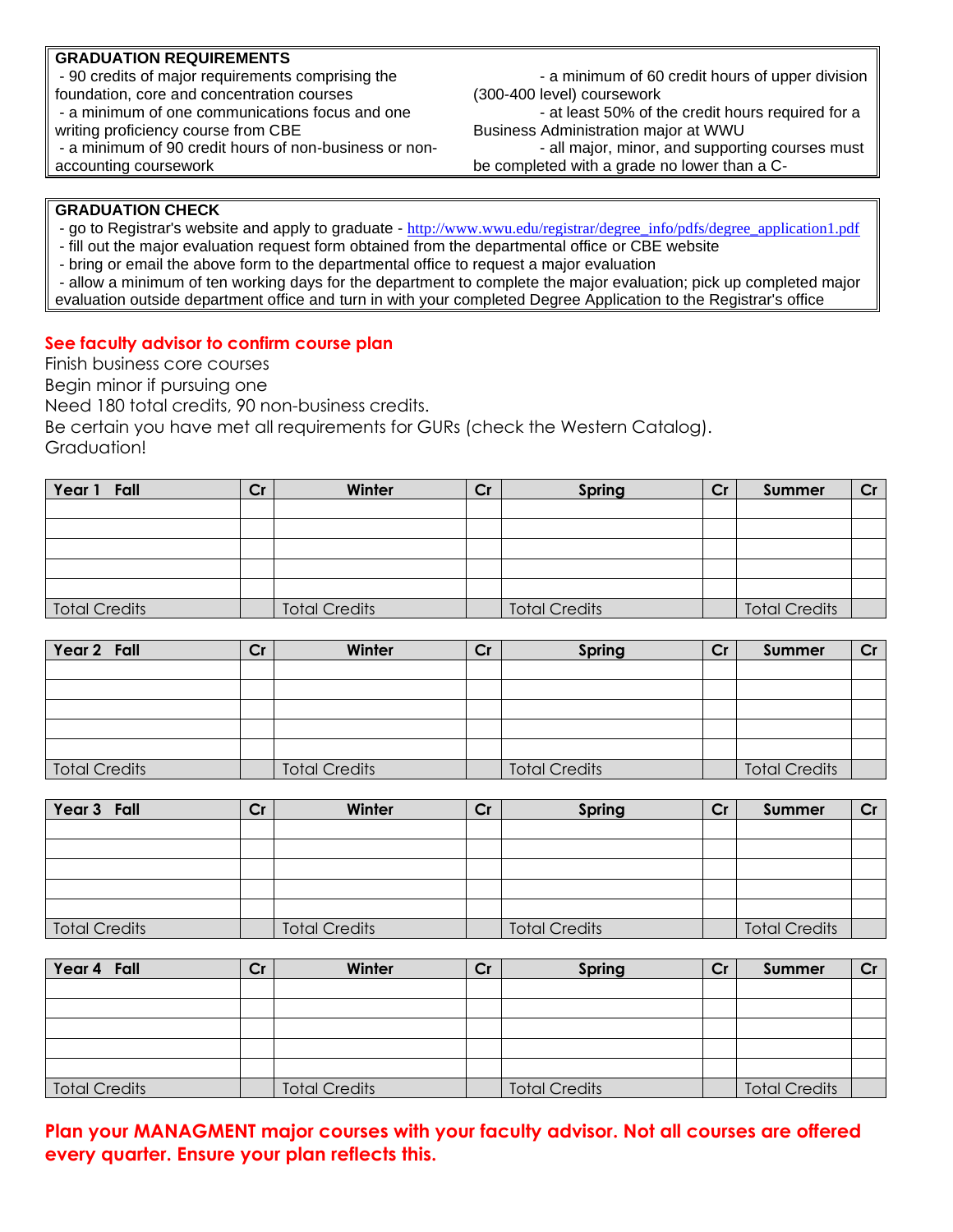## GRADUATION REQUIREMENTS

- 90 credits of major requirements comprising the foundation, core and concentration courses
- a minimum of one communications focus and one writing proficiency course from CBE
- a minimum of 90 credit hours of non-business or non-accounting coursework
- a minimum of 60 credit hours of upper division (300-400 level) coursework
- at least 50% of the credit hours required for a Business Administration major at WWU
- all major, minor, and supporting courses must be completed with a grade no lower than a C-

## GRADUATION CHECK

- go to Registrar's website and apply to graduate - http://www.wwu.edu/registrar/degree_info/pdfs/degree_application1.pdf
- fill out the major evaluation request form obtained from the departmental office or CBE website
- bring or email the above form to the departmental office to request a major evaluation
- allow a minimum of ten working days for the department to complete the major evaluation; pick up completed major evaluation outside department office and turn in with your completed Degree Application to the Registrar's office

**See faculty advisor to confirm course plan**

Finish business core courses
Begin minor if pursuing one
Need 180 total credits, 90 non-business credits.
Be certain you have met all requirements for GURs (check the Western Catalog).
Graduation!

| Year 1 Fall | Cr | Winter | Cr | Spring | Cr | Summer | Cr |
|---|---|---|---|---|---|---|---|
| | | | | | | | |
| | | | | | | | |
| | | | | | | | |
| | | | | | | | |
| | | | | | | | |
| Total Credits | | Total Credits | | Total Credits | | Total Credits | |

| Year 2 Fall | Cr | Winter | Cr | Spring | Cr | Summer | Cr |
|---|---|---|---|---|---|---|---|
| | | | | | | | |
| | | | | | | | |
| | | | | | | | |
| | | | | | | | |
| | | | | | | | |
| Total Credits | | Total Credits | | Total Credits | | Total Credits | |

| Year 3 Fall | Cr | Winter | Cr | Spring | Cr | Summer | Cr |
|---|---|---|---|---|---|---|---|
| | | | | | | | |
| | | | | | | | |
| | | | | | | | |
| | | | | | | | |
| | | | | | | | |
| Total Credits | | Total Credits | | Total Credits | | Total Credits | |

| Year 4 Fall | Cr | Winter | Cr | Spring | Cr | Summer | Cr |
|---|---|---|---|---|---|---|---|
| | | | | | | | |
| | | | | | | | |
| | | | | | | | |
| | | | | | | | |
| | | | | | | | |
| Total Credits | | Total Credits | | Total Credits | | Total Credits | |

**Plan your MANAGMENT major courses with your faculty advisor. Not all courses are offered every quarter. Ensure your plan reflects this.**